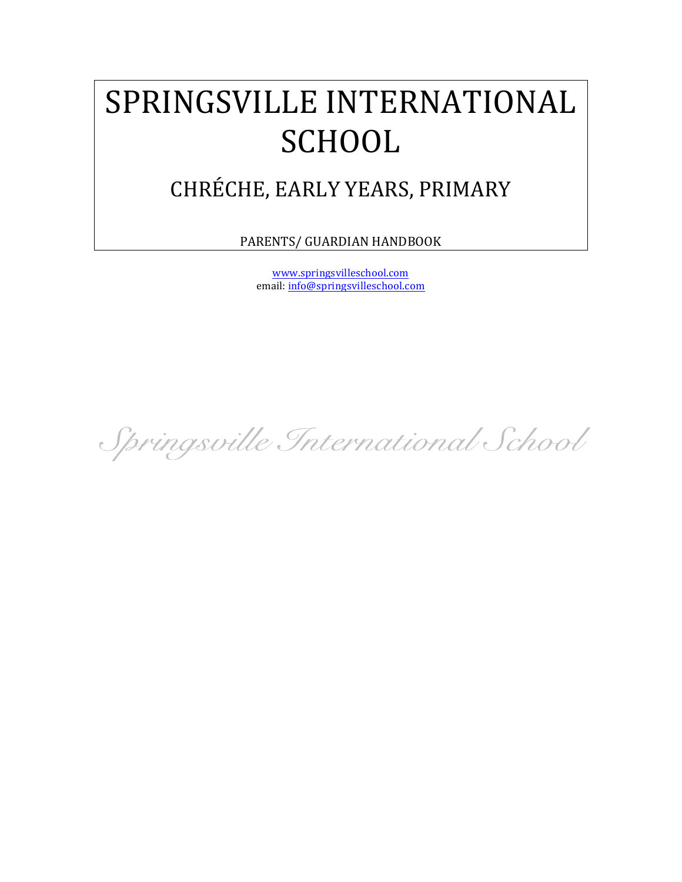# SPRINGSVILLE INTERNATIONAL SCHOOL

## CHRÉCHE, EARLY YEARS, PRIMARY

PARENTS/ GUARDIAN HANDBOOK

www.springsvilleschool.com
email: info@springsvilleschool.com

*Springsville International School*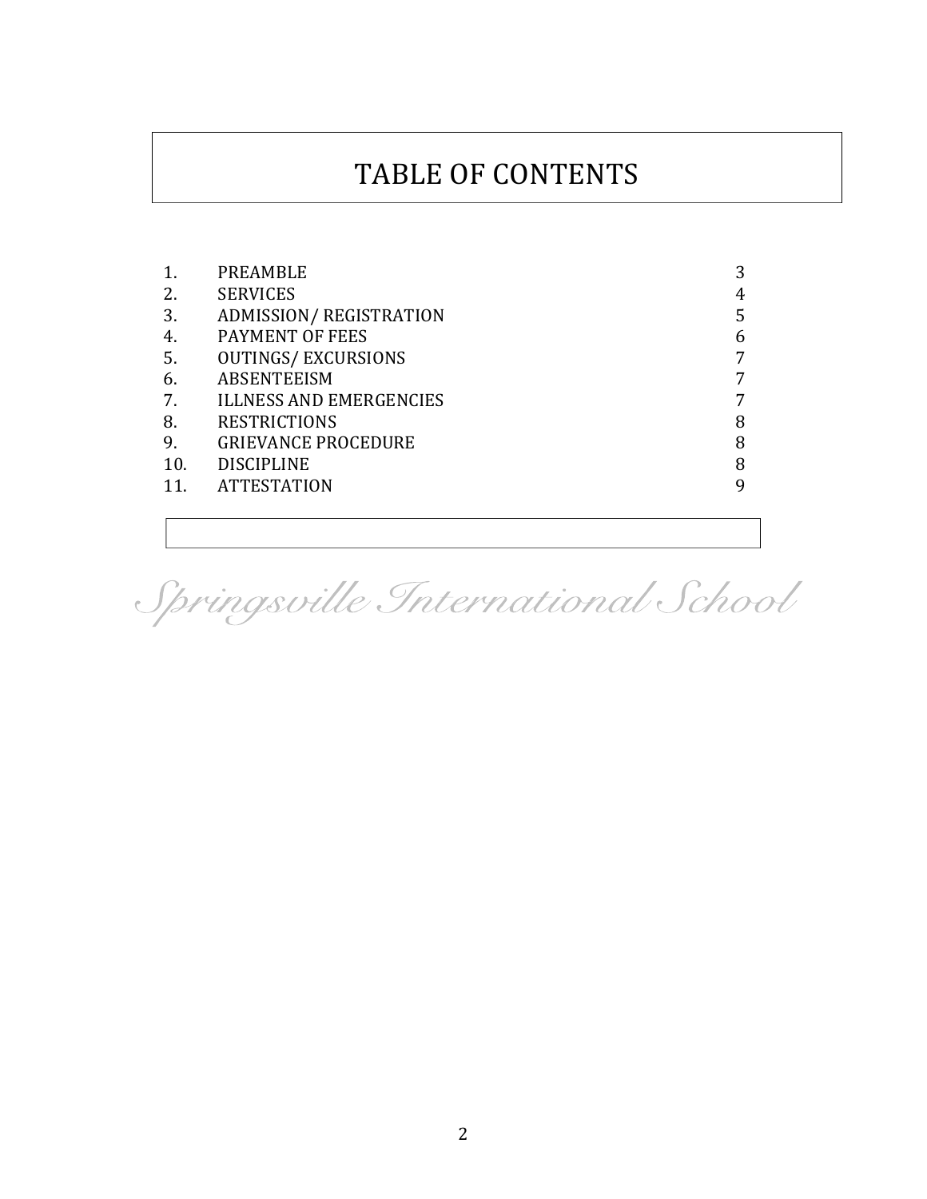# TABLE OF CONTENTS

| | | |
|---|---|---|
| 1. | PREAMBLE | 3 |
| 2. | SERVICES | 4 |
| 3. | ADMISSION/ REGISTRATION | 5 |
| 4. | PAYMENT OF FEES | 6 |
| 5. | OUTINGS/ EXCURSIONS | 7 |
| 6. | ABSENTEEISM | 7 |
| 7. | ILLNESS AND EMERGENCIES | 7 |
| 8. | RESTRICTIONS | 8 |
| 9. | GRIEVANCE PROCEDURE | 8 |
| 10. | DISCIPLINE | 8 |
| 11. | ATTESTATION | 9 |

*Springsville International School*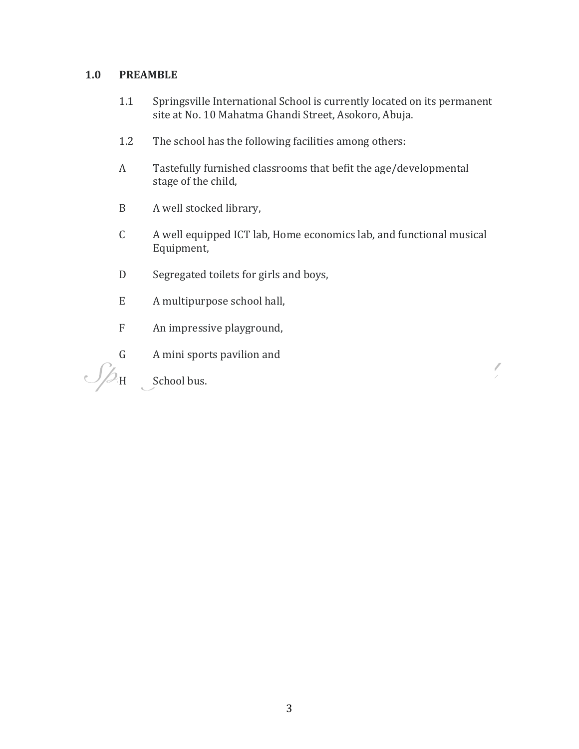## 1.0 PREAMBLE

1.1 Springsville International School is currently located on its permanent site at No. 10 Mahatma Ghandi Street, Asokoro, Abuja.

1.2 The school has the following facilities among others:

A Tastefully furnished classrooms that befit the age/developmental stage of the child,

B A well stocked library,

C A well equipped ICT lab, Home economics lab, and functional musical Equipment,

D Segregated toilets for girls and boys,

E A multipurpose school hall,

F An impressive playground,

G A mini sports pavilion and

H School bus.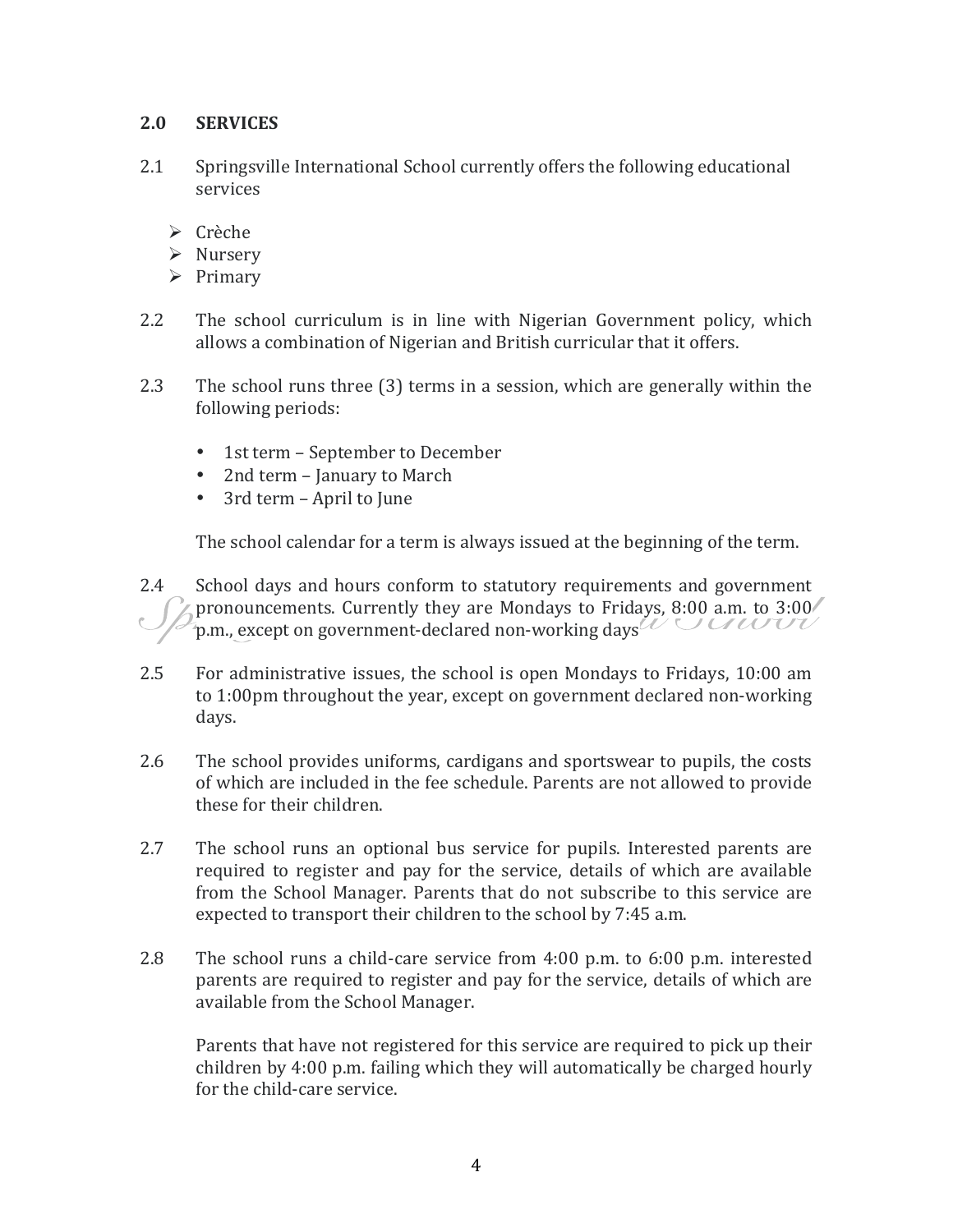## 2.0 SERVICES

2.1 Springsville International School currently offers the following educational services

- Crèche
- Nursery
- Primary

2.2 The school curriculum is in line with Nigerian Government policy, which allows a combination of Nigerian and British curricular that it offers.

2.3 The school runs three (3) terms in a session, which are generally within the following periods:

- 1st term – September to December
- 2nd term – January to March
- 3rd term – April to June

The school calendar for a term is always issued at the beginning of the term.

2.4 School days and hours conform to statutory requirements and government pronouncements. Currently they are Mondays to Fridays, 8:00 a.m. to 3:00 p.m., except on government-declared non-working days

2.5 For administrative issues, the school is open Mondays to Fridays, 10:00 am to 1:00pm throughout the year, except on government declared non-working days.

2.6 The school provides uniforms, cardigans and sportswear to pupils, the costs of which are included in the fee schedule. Parents are not allowed to provide these for their children.

2.7 The school runs an optional bus service for pupils. Interested parents are required to register and pay for the service, details of which are available from the School Manager. Parents that do not subscribe to this service are expected to transport their children to the school by 7:45 a.m.

2.8 The school runs a child-care service from 4:00 p.m. to 6:00 p.m. interested parents are required to register and pay for the service, details of which are available from the School Manager.

Parents that have not registered for this service are required to pick up their children by 4:00 p.m. failing which they will automatically be charged hourly for the child-care service.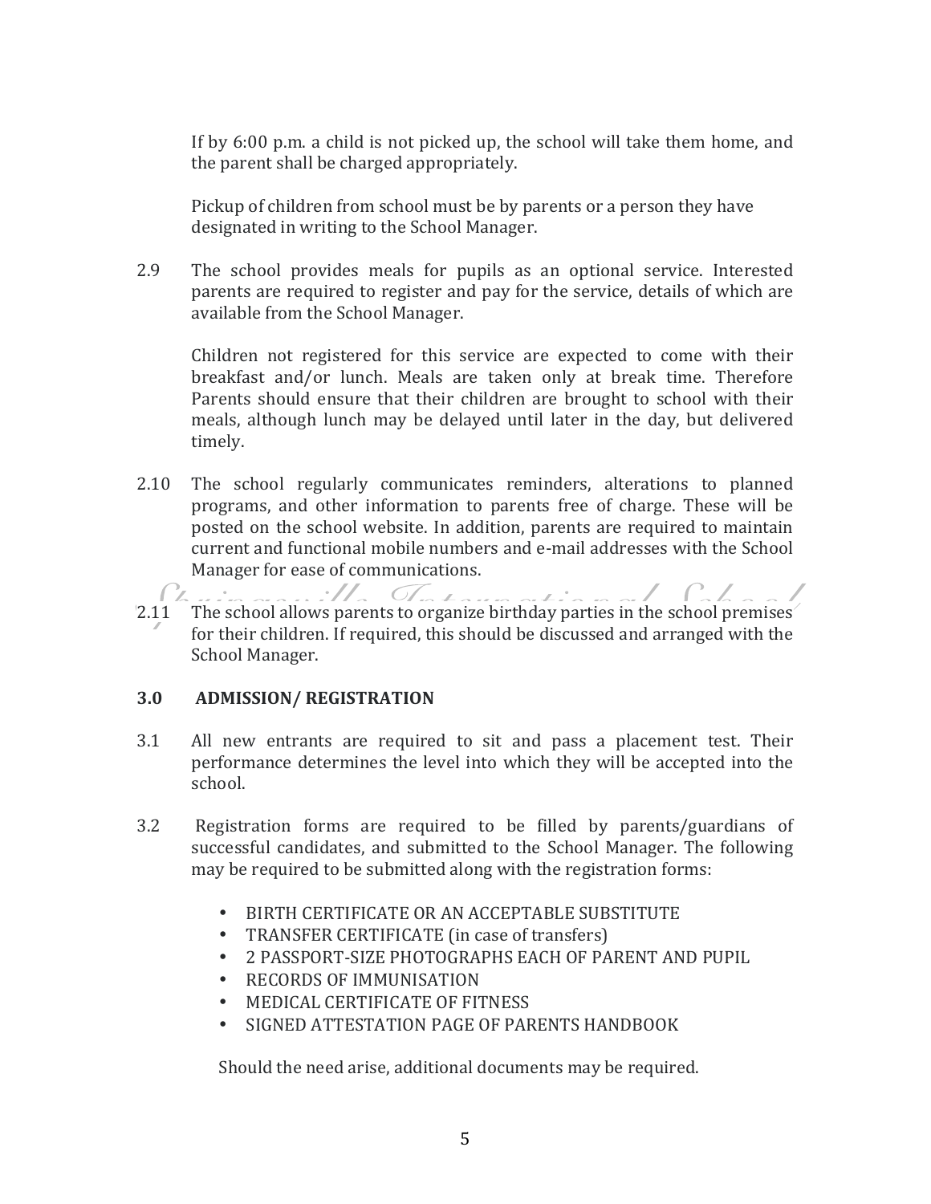If by 6:00 p.m. a child is not picked up, the school will take them home, and the parent shall be charged appropriately.

Pickup of children from school must be by parents or a person they have designated in writing to the School Manager.

2.9 The school provides meals for pupils as an optional service. Interested parents are required to register and pay for the service, details of which are available from the School Manager.

Children not registered for this service are expected to come with their breakfast and/or lunch. Meals are taken only at break time. Therefore Parents should ensure that their children are brought to school with their meals, although lunch may be delayed until later in the day, but delivered timely.

2.10 The school regularly communicates reminders, alterations to planned programs, and other information to parents free of charge. These will be posted on the school website. In addition, parents are required to maintain current and functional mobile numbers and e-mail addresses with the School Manager for ease of communications.

2.11 The school allows parents to organize birthday parties in the school premises for their children. If required, this should be discussed and arranged with the School Manager.

## 3.0 ADMISSION/ REGISTRATION

3.1 All new entrants are required to sit and pass a placement test. Their performance determines the level into which they will be accepted into the school.

3.2 Registration forms are required to be filled by parents/guardians of successful candidates, and submitted to the School Manager. The following may be required to be submitted along with the registration forms:

- BIRTH CERTIFICATE OR AN ACCEPTABLE SUBSTITUTE
- TRANSFER CERTIFICATE (in case of transfers)
- 2 PASSPORT-SIZE PHOTOGRAPHS EACH OF PARENT AND PUPIL
- RECORDS OF IMMUNISATION
- MEDICAL CERTIFICATE OF FITNESS
- SIGNED ATTESTATION PAGE OF PARENTS HANDBOOK

Should the need arise, additional documents may be required.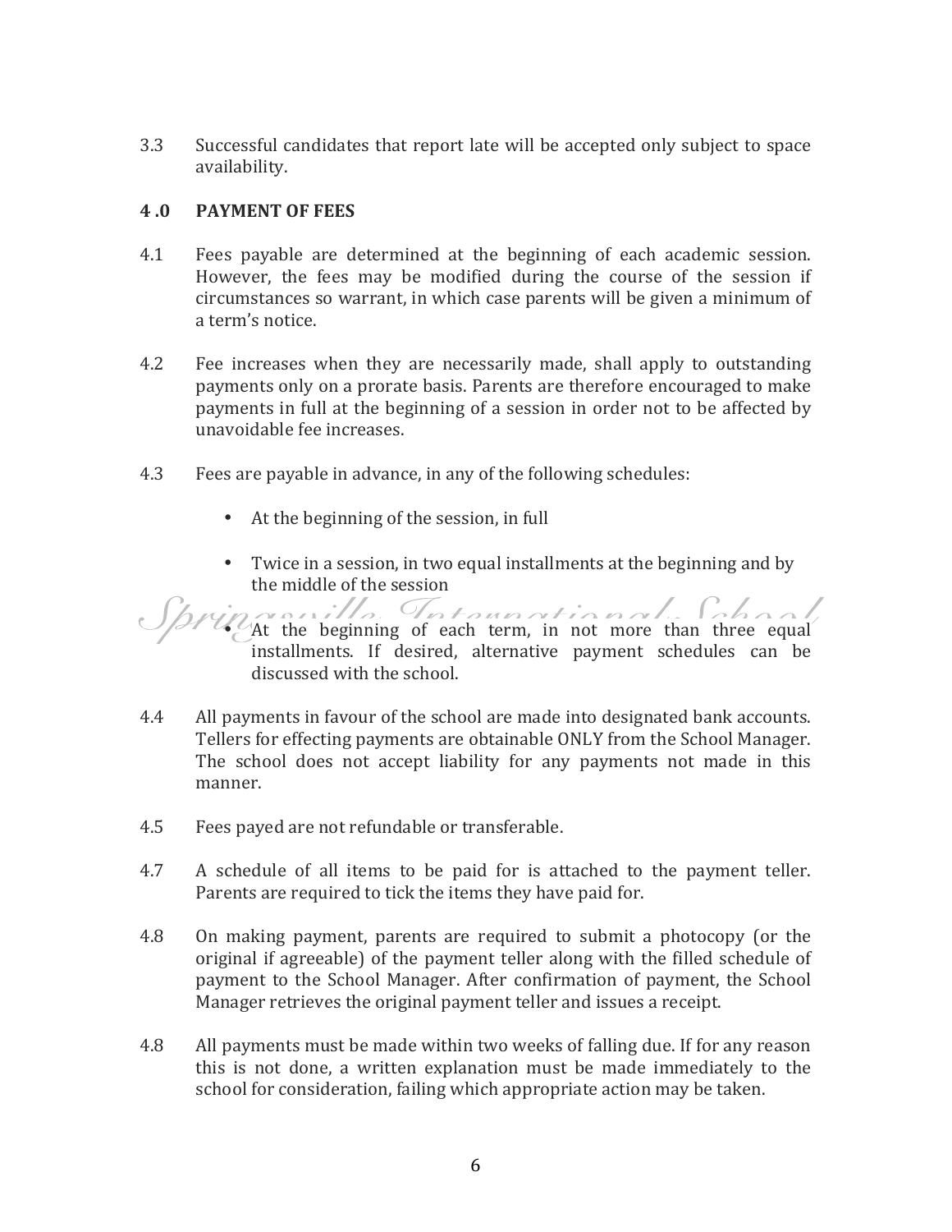3.3 Successful candidates that report late will be accepted only subject to space availability.

## 4 .0 PAYMENT OF FEES

4.1 Fees payable are determined at the beginning of each academic session. However, the fees may be modified during the course of the session if circumstances so warrant, in which case parents will be given a minimum of a term's notice.

4.2 Fee increases when they are necessarily made, shall apply to outstanding payments only on a prorate basis. Parents are therefore encouraged to make payments in full at the beginning of a session in order not to be affected by unavoidable fee increases.

4.3 Fees are payable in advance, in any of the following schedules:

- At the beginning of the session, in full
- Twice in a session, in two equal installments at the beginning and by the middle of the session
- At the beginning of each term, in not more than three equal installments. If desired, alternative payment schedules can be discussed with the school.

4.4 All payments in favour of the school are made into designated bank accounts. Tellers for effecting payments are obtainable ONLY from the School Manager. The school does not accept liability for any payments not made in this manner.

4.5 Fees payed are not refundable or transferable.

4.7 A schedule of all items to be paid for is attached to the payment teller. Parents are required to tick the items they have paid for.

4.8 On making payment, parents are required to submit a photocopy (or the original if agreeable) of the payment teller along with the filled schedule of payment to the School Manager. After confirmation of payment, the School Manager retrieves the original payment teller and issues a receipt.

4.8 All payments must be made within two weeks of falling due. If for any reason this is not done, a written explanation must be made immediately to the school for consideration, failing which appropriate action may be taken.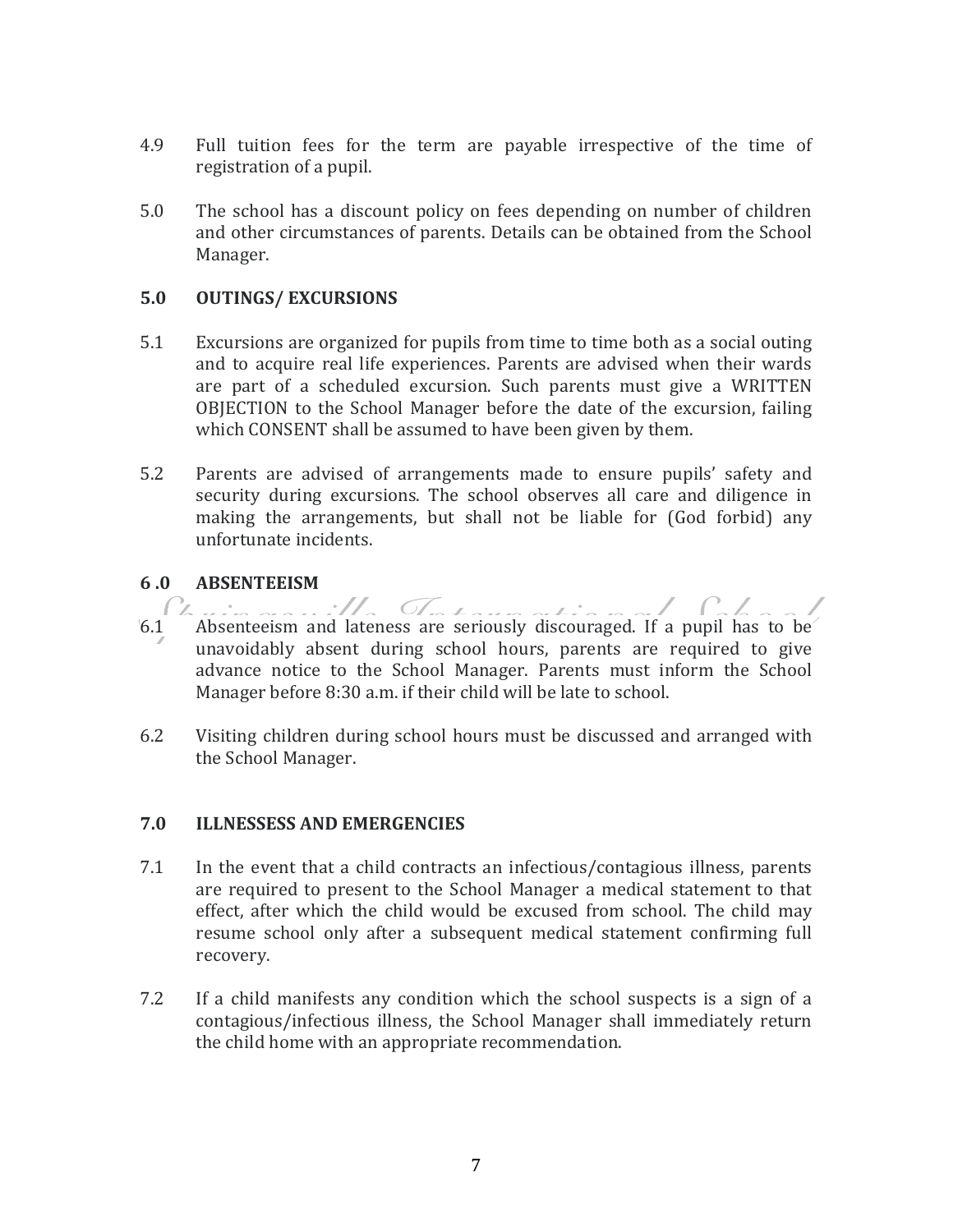4.9 Full tuition fees for the term are payable irrespective of the time of registration of a pupil.

5.0 The school has a discount policy on fees depending on number of children and other circumstances of parents. Details can be obtained from the School Manager.

### 5.0 OUTINGS/ EXCURSIONS

5.1 Excursions are organized for pupils from time to time both as a social outing and to acquire real life experiences. Parents are advised when their wards are part of a scheduled excursion. Such parents must give a WRITTEN OBJECTION to the School Manager before the date of the excursion, failing which CONSENT shall be assumed to have been given by them.

5.2 Parents are advised of arrangements made to ensure pupils' safety and security during excursions. The school observes all care and diligence in making the arrangements, but shall not be liable for (God forbid) any unfortunate incidents.

### 6 .0 ABSENTEEISM

6.1 Absenteeism and lateness are seriously discouraged. If a pupil has to be unavoidably absent during school hours, parents are required to give advance notice to the School Manager. Parents must inform the School Manager before 8:30 a.m. if their child will be late to school.

6.2 Visiting children during school hours must be discussed and arranged with the School Manager.

### 7.0 ILLNESSESS AND EMERGENCIES

7.1 In the event that a child contracts an infectious/contagious illness, parents are required to present to the School Manager a medical statement to that effect, after which the child would be excused from school. The child may resume school only after a subsequent medical statement confirming full recovery.

7.2 If a child manifests any condition which the school suspects is a sign of a contagious/infectious illness, the School Manager shall immediately return the child home with an appropriate recommendation.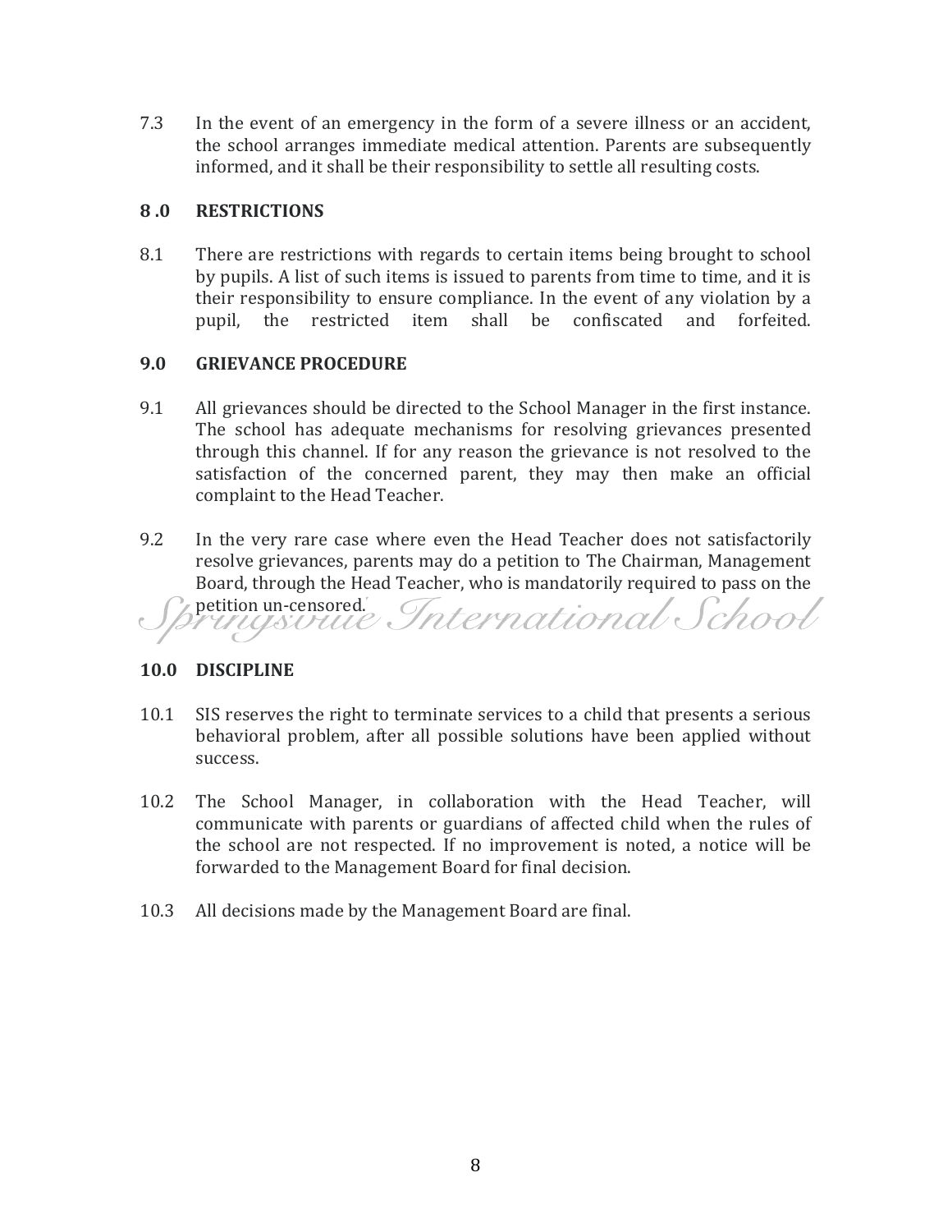7.3 In the event of an emergency in the form of a severe illness or an accident, the school arranges immediate medical attention. Parents are subsequently informed, and it shall be their responsibility to settle all resulting costs.

## 8 .0 RESTRICTIONS

8.1 There are restrictions with regards to certain items being brought to school by pupils. A list of such items is issued to parents from time to time, and it is their responsibility to ensure compliance. In the event of any violation by a pupil, the restricted item shall be confiscated and forfeited.

## 9.0 GRIEVANCE PROCEDURE

9.1 All grievances should be directed to the School Manager in the first instance. The school has adequate mechanisms for resolving grievances presented through this channel. If for any reason the grievance is not resolved to the satisfaction of the concerned parent, they may then make an official complaint to the Head Teacher.

9.2 In the very rare case where even the Head Teacher does not satisfactorily resolve grievances, parents may do a petition to The Chairman, Management Board, through the Head Teacher, who is mandatorily required to pass on the petition un-censored.

## 10.0 DISCIPLINE

10.1 SIS reserves the right to terminate services to a child that presents a serious behavioral problem, after all possible solutions have been applied without success.

10.2 The School Manager, in collaboration with the Head Teacher, will communicate with parents or guardians of affected child when the rules of the school are not respected. If no improvement is noted, a notice will be forwarded to the Management Board for final decision.

10.3 All decisions made by the Management Board are final.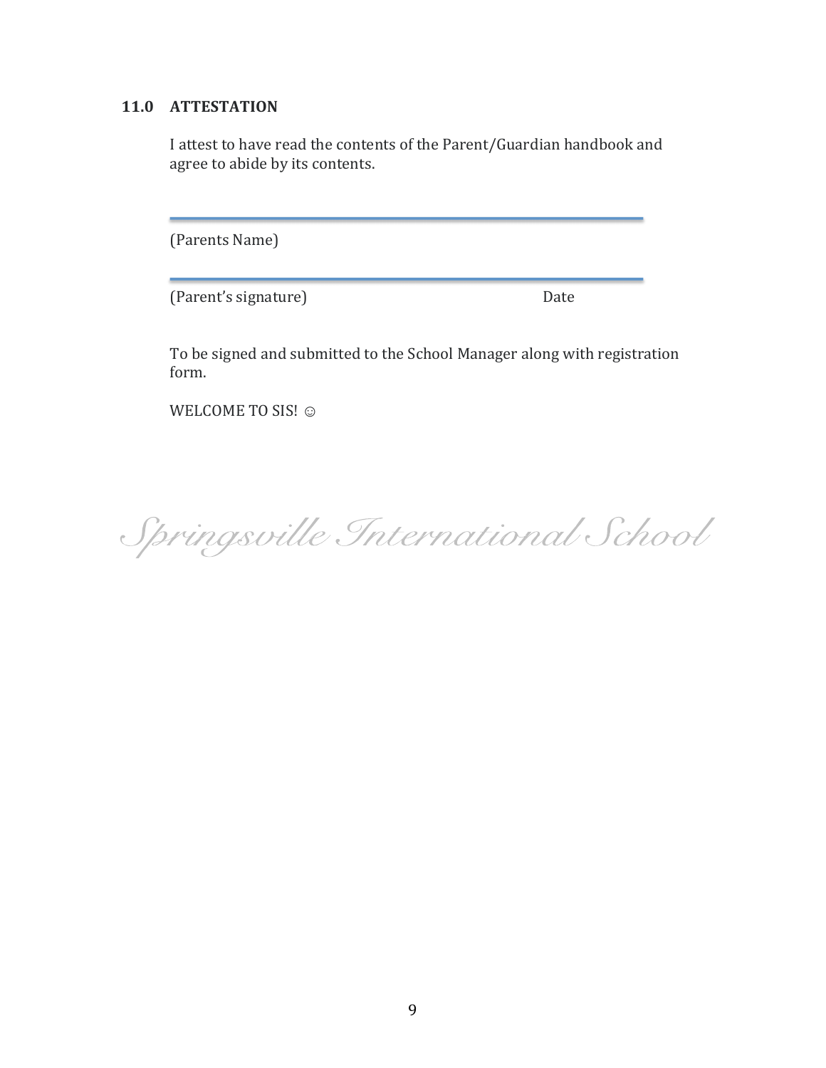## 11.0 ATTESTATION

I attest to have read the contents of the Parent/Guardian handbook and agree to abide by its contents.

\_\_\_\_\_\_\_\_\_\_\_\_\_\_\_\_\_\_\_\_\_\_\_\_\_\_\_\_\_\_\_\_\_\_\_\_\_\_\_\_

(Parents Name)

\_\_\_\_\_\_\_\_\_\_\_\_\_\_\_\_\_\_\_\_\_\_\_\_\_\_\_\_\_\_\_\_\_\_\_\_\_\_\_\_

(Parent's signature) Date

To be signed and submitted to the School Manager along with registration form.

WELCOME TO SIS! ☺

*Springsville International School*